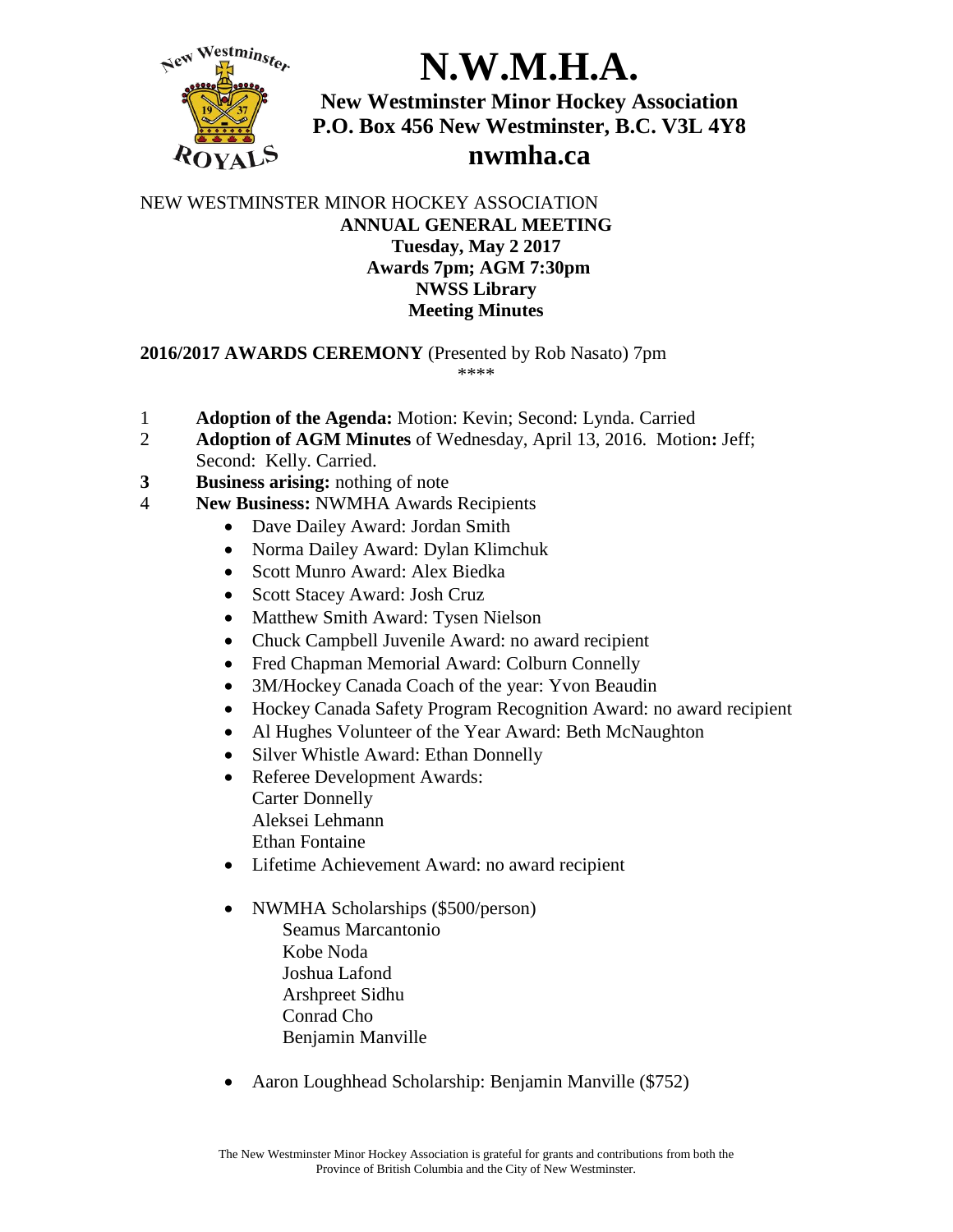# N.W.M.H.A.

**New Westminster Minor Hockey Association**
**P.O. Box 456 New Westminster, B.C. V3L 4Y8**
**nwmha.ca**

NEW WESTMINSTER MINOR HOCKEY ASSOCIATION

**ANNUAL GENERAL MEETING**
**Tuesday, May 2 2017**
**Awards 7pm; AGM 7:30pm**
**NWSS Library**
**Meeting Minutes**

**2016/2017 AWARDS CEREMONY** (Presented by Rob Nasato) 7pm

****

1. **Adoption of the Agenda:** Motion: Kevin; Second: Lynda. Carried
2. **Adoption of AGM Minutes** of Wednesday, April 13, 2016. Motion**:** Jeff; Second: Kelly. Carried.
3. **Business arising:** nothing of note
4. **New Business:** NWMHA Awards Recipients
   - Dave Dailey Award: Jordan Smith
   - Norma Dailey Award: Dylan Klimchuk
   - Scott Munro Award: Alex Biedka
   - Scott Stacey Award: Josh Cruz
   - Matthew Smith Award: Tysen Nielson
   - Chuck Campbell Juvenile Award: no award recipient
   - Fred Chapman Memorial Award: Colburn Connelly
   - 3M/Hockey Canada Coach of the year: Yvon Beaudin
   - Hockey Canada Safety Program Recognition Award: no award recipient
   - Al Hughes Volunteer of the Year Award: Beth McNaughton
   - Silver Whistle Award: Ethan Donnelly
   - Referee Development Awards:
     Carter Donnelly
     Aleksei Lehmann
     Ethan Fontaine
   - Lifetime Achievement Award: no award recipient
   - NWMHA Scholarships ($500/person)
     - Seamus Marcantonio
     - Kobe Noda
     - Joshua Lafond
     - Arshpreet Sidhu
     - Conrad Cho
     - Benjamin Manville
   - Aaron Loughhead Scholarship: Benjamin Manville ($752)

The New Westminster Minor Hockey Association is grateful for grants and contributions from both the Province of British Columbia and the City of New Westminster.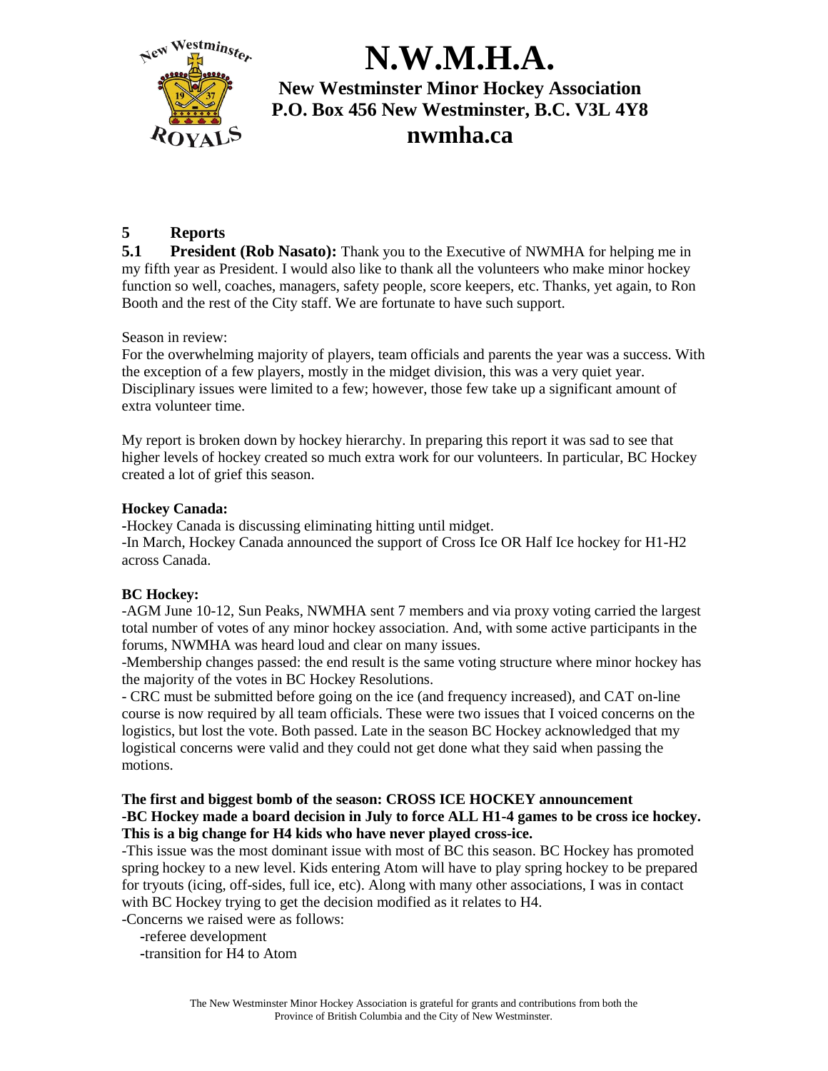# N.W.M.H.A.

**New Westminster Minor Hockey Association**
**P.O. Box 456 New Westminster, B.C. V3L 4Y8**
**nwmha.ca**

## 5 Reports

**5.1 President (Rob Nasato):** Thank you to the Executive of NWMHA for helping me in my fifth year as President. I would also like to thank all the volunteers who make minor hockey function so well, coaches, managers, safety people, score keepers, etc. Thanks, yet again, to Ron Booth and the rest of the City staff. We are fortunate to have such support.

Season in review:
For the overwhelming majority of players, team officials and parents the year was a success. With the exception of a few players, mostly in the midget division, this was a very quiet year. Disciplinary issues were limited to a few; however, those few take up a significant amount of extra volunteer time.

My report is broken down by hockey hierarchy. In preparing this report it was sad to see that higher levels of hockey created so much extra work for our volunteers. In particular, BC Hockey created a lot of grief this season.

**Hockey Canada:**
-Hockey Canada is discussing eliminating hitting until midget.
-In March, Hockey Canada announced the support of Cross Ice OR Half Ice hockey for H1-H2 across Canada.

**BC Hockey:**
-AGM June 10-12, Sun Peaks, NWMHA sent 7 members and via proxy voting carried the largest total number of votes of any minor hockey association. And, with some active participants in the forums, NWMHA was heard loud and clear on many issues.
-Membership changes passed: the end result is the same voting structure where minor hockey has the majority of the votes in BC Hockey Resolutions.
- CRC must be submitted before going on the ice (and frequency increased), and CAT on-line course is now required by all team officials. These were two issues that I voiced concerns on the logistics, but lost the vote. Both passed. Late in the season BC Hockey acknowledged that my logistical concerns were valid and they could not get done what they said when passing the motions.

**The first and biggest bomb of the season: CROSS ICE HOCKEY announcement**
**-BC Hockey made a board decision in July to force ALL H1-4 games to be cross ice hockey. This is a big change for H4 kids who have never played cross-ice.**
-This issue was the most dominant issue with most of BC this season. BC Hockey has promoted spring hockey to a new level. Kids entering Atom will have to play spring hockey to be prepared for tryouts (icing, off-sides, full ice, etc). Along with many other associations, I was in contact with BC Hockey trying to get the decision modified as it relates to H4.
-Concerns we raised were as follows:
   -referee development
   -transition for H4 to Atom

The New Westminster Minor Hockey Association is grateful for grants and contributions from both the Province of British Columbia and the City of New Westminster.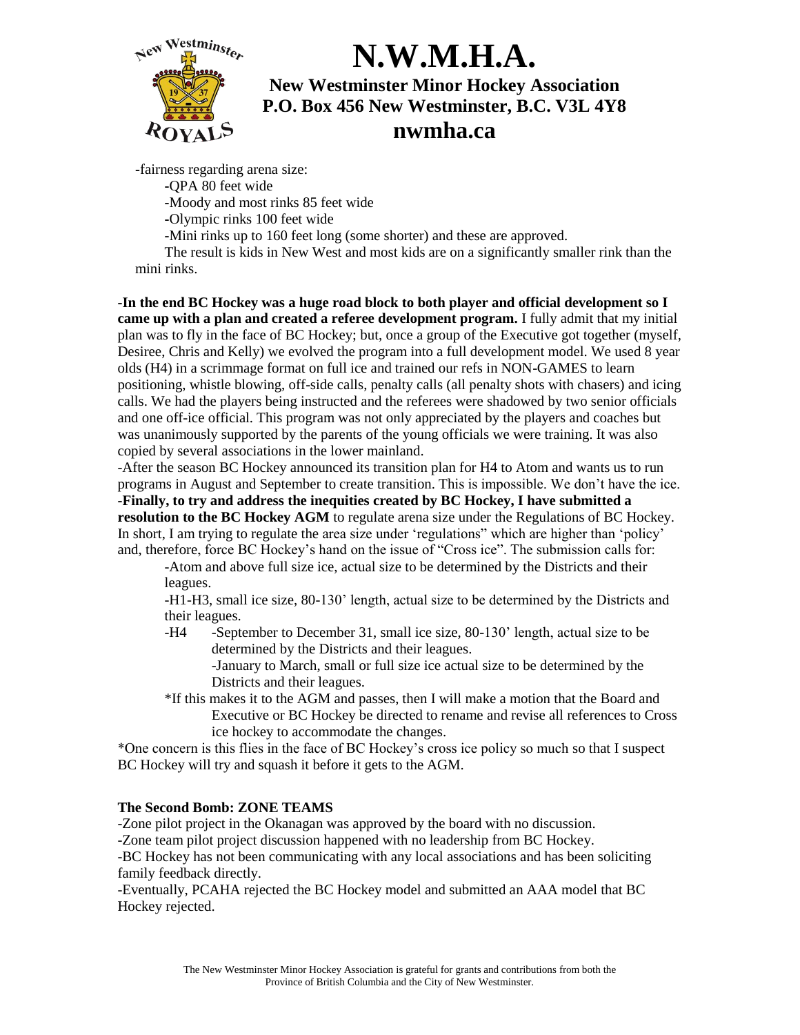-fairness regarding arena size:

-QPA 80 feet wide

-Moody and most rinks 85 feet wide

-Olympic rinks 100 feet wide

-Mini rinks up to 160 feet long (some shorter) and these are approved.

The result is kids in New West and most kids are on a significantly smaller rink than the mini rinks.

**-In the end BC Hockey was a huge road block to both player and official development so I came up with a plan and created a referee development program.** I fully admit that my initial plan was to fly in the face of BC Hockey; but, once a group of the Executive got together (myself, Desiree, Chris and Kelly) we evolved the program into a full development model. We used 8 year olds (H4) in a scrimmage format on full ice and trained our refs in NON-GAMES to learn positioning, whistle blowing, off-side calls, penalty calls (all penalty shots with chasers) and icing calls. We had the players being instructed and the referees were shadowed by two senior officials and one off-ice official. This program was not only appreciated by the players and coaches but was unanimously supported by the parents of the young officials we were training. It was also copied by several associations in the lower mainland.

-After the season BC Hockey announced its transition plan for H4 to Atom and wants us to run programs in August and September to create transition. This is impossible. We don't have the ice.

**-Finally, to try and address the inequities created by BC Hockey, I have submitted a resolution to the BC Hockey AGM** to regulate arena size under the Regulations of BC Hockey. In short, I am trying to regulate the area size under 'regulations" which are higher than 'policy' and, therefore, force BC Hockey's hand on the issue of "Cross ice". The submission calls for:

-Atom and above full size ice, actual size to be determined by the Districts and their leagues.

-H1-H3, small ice size, 80-130' length, actual size to be determined by the Districts and their leagues.

-H4 -September to December 31, small ice size, 80-130' length, actual size to be determined by the Districts and their leagues.

-January to March, small or full size ice actual size to be determined by the Districts and their leagues.

*If this makes it to the AGM and passes, then I will make a motion that the Board and Executive or BC Hockey be directed to rename and revise all references to Cross ice hockey to accommodate the changes.

*One concern is this flies in the face of BC Hockey's cross ice policy so much so that I suspect BC Hockey will try and squash it before it gets to the AGM.

**The Second Bomb: ZONE TEAMS**

-Zone pilot project in the Okanagan was approved by the board with no discussion.

-Zone team pilot project discussion happened with no leadership from BC Hockey.

-BC Hockey has not been communicating with any local associations and has been soliciting family feedback directly.

-Eventually, PCAHA rejected the BC Hockey model and submitted an AAA model that BC Hockey rejected.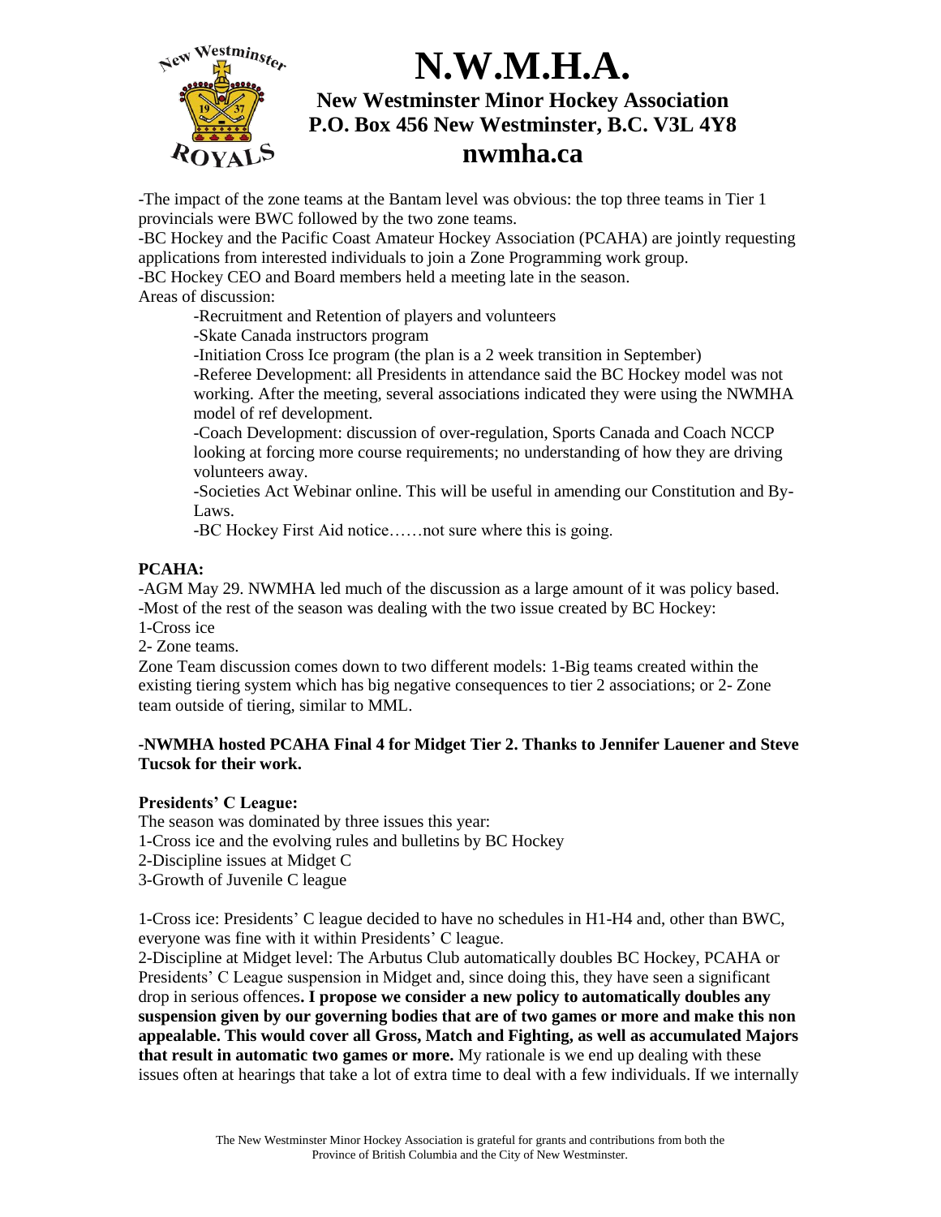-The impact of the zone teams at the Bantam level was obvious: the top three teams in Tier 1 provincials were BWC followed by the two zone teams.
-BC Hockey and the Pacific Coast Amateur Hockey Association (PCAHA) are jointly requesting applications from interested individuals to join a Zone Programming work group.
-BC Hockey CEO and Board members held a meeting late in the season.
Areas of discussion:

- -Recruitment and Retention of players and volunteers
- -Skate Canada instructors program
- -Initiation Cross Ice program (the plan is a 2 week transition in September)
- -Referee Development: all Presidents in attendance said the BC Hockey model was not working. After the meeting, several associations indicated they were using the NWMHA model of ref development.
- -Coach Development: discussion of over-regulation, Sports Canada and Coach NCCP looking at forcing more course requirements; no understanding of how they are driving volunteers away.
- -Societies Act Webinar online. This will be useful in amending our Constitution and By-Laws.
- -BC Hockey First Aid notice……not sure where this is going.

**PCAHA:**

-AGM May 29. NWMHA led much of the discussion as a large amount of it was policy based.
-Most of the rest of the season was dealing with the two issue created by BC Hockey:
1-Cross ice
2- Zone teams.
Zone Team discussion comes down to two different models: 1-Big teams created within the existing tiering system which has big negative consequences to tier 2 associations; or 2- Zone team outside of tiering, similar to MML.

**-NWMHA hosted PCAHA Final 4 for Midget Tier 2. Thanks to Jennifer Lauener and Steve Tucsok for their work.**

**Presidents' C League:**

The season was dominated by three issues this year:
1-Cross ice and the evolving rules and bulletins by BC Hockey
2-Discipline issues at Midget C
3-Growth of Juvenile C league

1-Cross ice: Presidents' C league decided to have no schedules in H1-H4 and, other than BWC, everyone was fine with it within Presidents' C league.
2-Discipline at Midget level: The Arbutus Club automatically doubles BC Hockey, PCAHA or Presidents' C League suspension in Midget and, since doing this, they have seen a significant drop in serious offences**. I propose we consider a new policy to automatically doubles any suspension given by our governing bodies that are of two games or more and make this non appealable. This would cover all Gross, Match and Fighting, as well as accumulated Majors that result in automatic two games or more.** My rationale is we end up dealing with these issues often at hearings that take a lot of extra time to deal with a few individuals. If we internally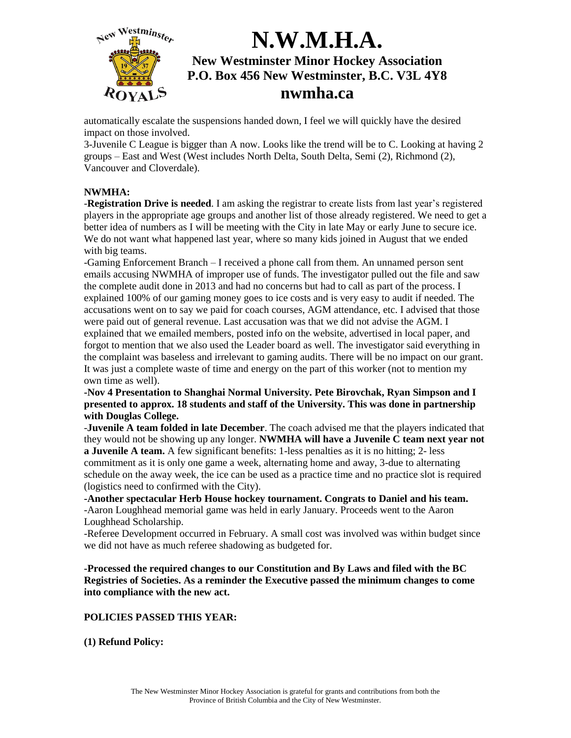automatically escalate the suspensions handed down, I feel we will quickly have the desired impact on those involved.

3-Juvenile C League is bigger than A now. Looks like the trend will be to C. Looking at having 2 groups – East and West (West includes North Delta, South Delta, Semi (2), Richmond (2), Vancouver and Cloverdale).

**NWMHA:**

-**Registration Drive is needed**. I am asking the registrar to create lists from last year's registered players in the appropriate age groups and another list of those already registered. We need to get a better idea of numbers as I will be meeting with the City in late May or early June to secure ice. We do not want what happened last year, where so many kids joined in August that we ended with big teams.

-Gaming Enforcement Branch – I received a phone call from them. An unnamed person sent emails accusing NWMHA of improper use of funds. The investigator pulled out the file and saw the complete audit done in 2013 and had no concerns but had to call as part of the process. I explained 100% of our gaming money goes to ice costs and is very easy to audit if needed. The accusations went on to say we paid for coach courses, AGM attendance, etc. I advised that those were paid out of general revenue. Last accusation was that we did not advise the AGM. I explained that we emailed members, posted info on the website, advertised in local paper, and forgot to mention that we also used the Leader board as well. The investigator said everything in the complaint was baseless and irrelevant to gaming audits. There will be no impact on our grant. It was just a complete waste of time and energy on the part of this worker (not to mention my own time as well).

**-Nov 4 Presentation to Shanghai Normal University. Pete Birovchak, Ryan Simpson and I presented to approx. 18 students and staff of the University. This was done in partnership with Douglas College.**

-**Juvenile A team folded in late December**. The coach advised me that the players indicated that they would not be showing up any longer. **NWMHA will have a Juvenile C team next year not a Juvenile A team.** A few significant benefits: 1-less penalties as it is no hitting; 2- less commitment as it is only one game a week, alternating home and away, 3-due to alternating schedule on the away week, the ice can be used as a practice time and no practice slot is required (logistics need to confirmed with the City).

**-Another spectacular Herb House hockey tournament. Congrats to Daniel and his team.**

-Aaron Loughhead memorial game was held in early January. Proceeds went to the Aaron Loughhead Scholarship.

-Referee Development occurred in February. A small cost was involved was within budget since we did not have as much referee shadowing as budgeted for.

**-Processed the required changes to our Constitution and By Laws and filed with the BC Registries of Societies. As a reminder the Executive passed the minimum changes to come into compliance with the new act.**

**POLICIES PASSED THIS YEAR:**

**(1) Refund Policy:**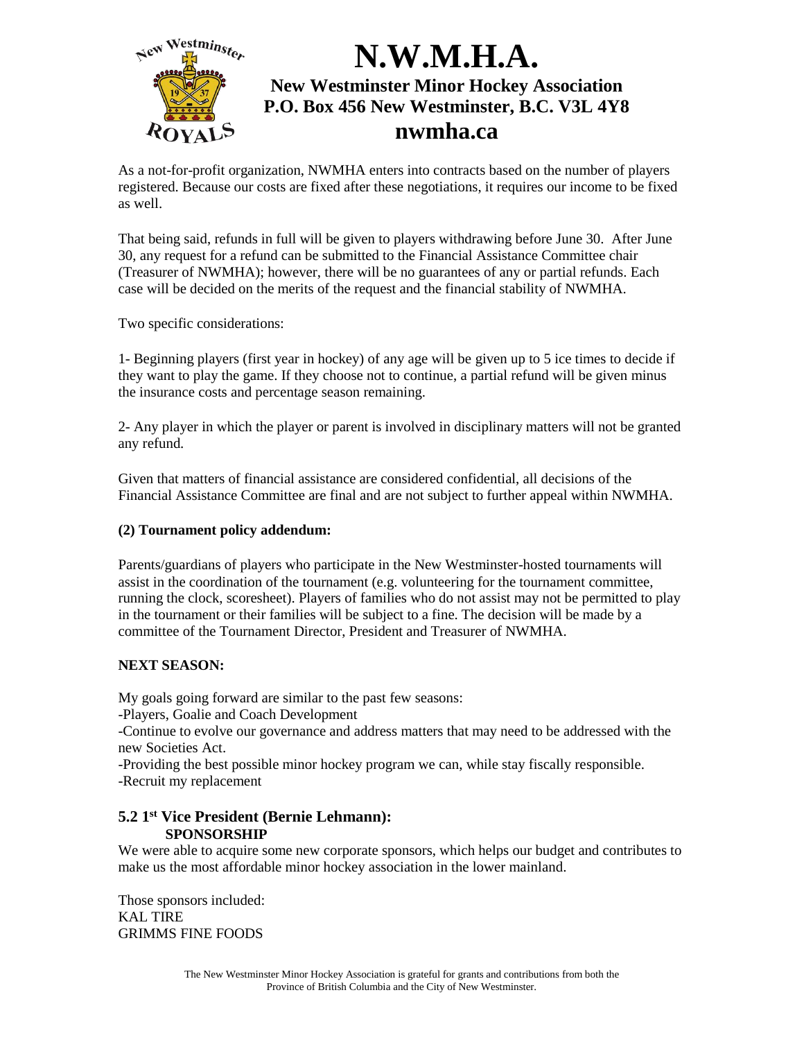As a not-for-profit organization, NWMHA enters into contracts based on the number of players registered. Because our costs are fixed after these negotiations, it requires our income to be fixed as well.

That being said, refunds in full will be given to players withdrawing before June 30. After June 30, any request for a refund can be submitted to the Financial Assistance Committee chair (Treasurer of NWMHA); however, there will be no guarantees of any or partial refunds. Each case will be decided on the merits of the request and the financial stability of NWMHA.

Two specific considerations:

1- Beginning players (first year in hockey) of any age will be given up to 5 ice times to decide if they want to play the game. If they choose not to continue, a partial refund will be given minus the insurance costs and percentage season remaining.

2- Any player in which the player or parent is involved in disciplinary matters will not be granted any refund.

Given that matters of financial assistance are considered confidential, all decisions of the Financial Assistance Committee are final and are not subject to further appeal within NWMHA.

**(2) Tournament policy addendum:**

Parents/guardians of players who participate in the New Westminster-hosted tournaments will assist in the coordination of the tournament (e.g. volunteering for the tournament committee, running the clock, scoresheet). Players of families who do not assist may not be permitted to play in the tournament or their families will be subject to a fine. The decision will be made by a committee of the Tournament Director, President and Treasurer of NWMHA.

**NEXT SEASON:**

My goals going forward are similar to the past few seasons:
-Players, Goalie and Coach Development
-Continue to evolve our governance and address matters that may need to be addressed with the new Societies Act.
-Providing the best possible minor hockey program we can, while stay fiscally responsible.
-Recruit my replacement

### 5.2 1st Vice President (Bernie Lehmann):

**SPONSORSHIP**

We were able to acquire some new corporate sponsors, which helps our budget and contributes to make us the most affordable minor hockey association in the lower mainland.

Those sponsors included:
KAL TIRE
GRIMMS FINE FOODS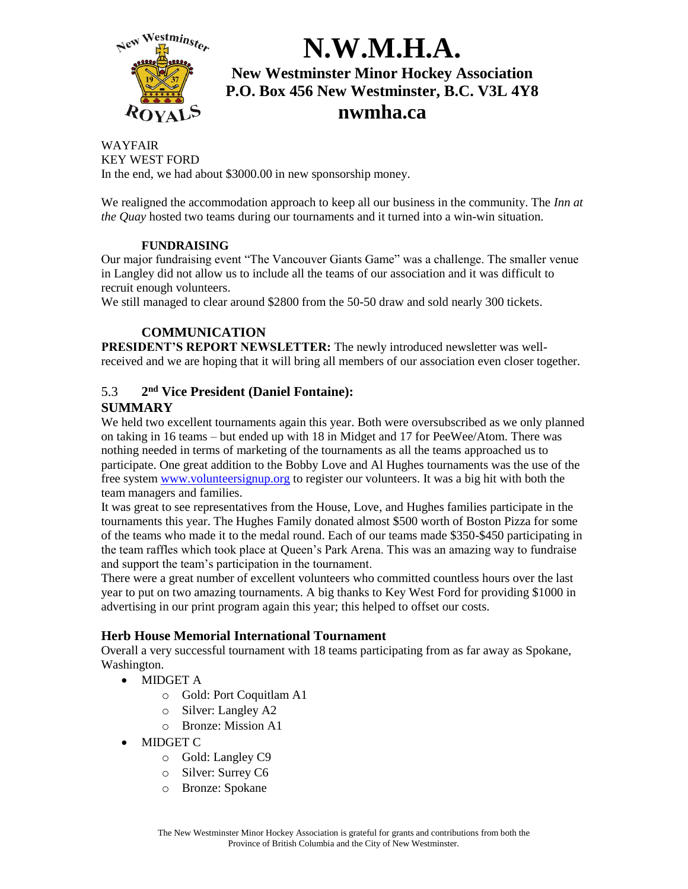WAYFAIR
KEY WEST FORD
In the end, we had about $3000.00 in new sponsorship money.

We realigned the accommodation approach to keep all our business in the community. The *Inn at the Quay* hosted two teams during our tournaments and it turned into a win-win situation.

**FUNDRAISING**

Our major fundraising event "The Vancouver Giants Game" was a challenge. The smaller venue in Langley did not allow us to include all the teams of our association and it was difficult to recruit enough volunteers.
We still managed to clear around $2800 from the 50-50 draw and sold nearly 300 tickets.

**COMMUNICATION**

**PRESIDENT'S REPORT NEWSLETTER:** The newly introduced newsletter was well-received and we are hoping that it will bring all members of our association even closer together.

### 5.3 2nd Vice President (Daniel Fontaine):

**SUMMARY**

We held two excellent tournaments again this year. Both were oversubscribed as we only planned on taking in 16 teams – but ended up with 18 in Midget and 17 for PeeWee/Atom. There was nothing needed in terms of marketing of the tournaments as all the teams approached us to participate. One great addition to the Bobby Love and Al Hughes tournaments was the use of the free system www.volunteersignup.org to register our volunteers. It was a big hit with both the team managers and families.
It was great to see representatives from the House, Love, and Hughes families participate in the tournaments this year. The Hughes Family donated almost $500 worth of Boston Pizza for some of the teams who made it to the medal round. Each of our teams made $350-$450 participating in the team raffles which took place at Queen's Park Arena. This was an amazing way to fundraise and support the team's participation in the tournament.
There were a great number of excellent volunteers who committed countless hours over the last year to put on two amazing tournaments. A big thanks to Key West Ford for providing $1000 in advertising in our print program again this year; this helped to offset our costs.

**Herb House Memorial International Tournament**

Overall a very successful tournament with 18 teams participating from as far away as Spokane, Washington.

- MIDGET A
  - Gold: Port Coquitlam A1
  - Silver: Langley A2
  - Bronze: Mission A1
- MIDGET C
  - Gold: Langley C9
  - Silver: Surrey C6
  - Bronze: Spokane

The New Westminster Minor Hockey Association is grateful for grants and contributions from both the Province of British Columbia and the City of New Westminster.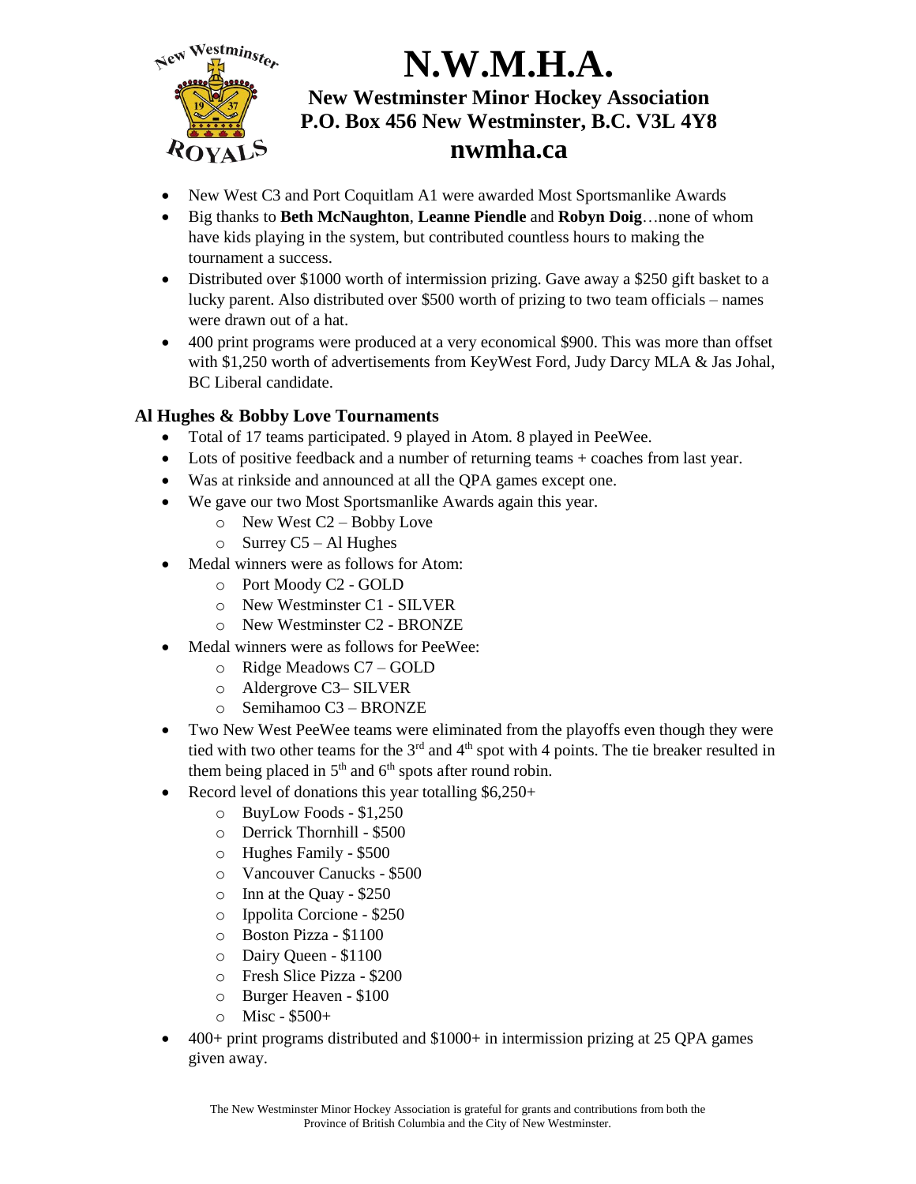# N.W.M.H.A.

**New Westminster Minor Hockey Association**
**P.O. Box 456 New Westminster, B.C. V3L 4Y8**
**nwmha.ca**

- New West C3 and Port Coquitlam A1 were awarded Most Sportsmanlike Awards
- Big thanks to **Beth McNaughton**, **Leanne Piendle** and **Robyn Doig**…none of whom have kids playing in the system, but contributed countless hours to making the tournament a success.
- Distributed over $1000 worth of intermission prizing. Gave away a $250 gift basket to a lucky parent. Also distributed over $500 worth of prizing to two team officials – names were drawn out of a hat.
- 400 print programs were produced at a very economical $900. This was more than offset with $1,250 worth of advertisements from KeyWest Ford, Judy Darcy MLA & Jas Johal, BC Liberal candidate.

### Al Hughes & Bobby Love Tournaments

- Total of 17 teams participated. 9 played in Atom. 8 played in PeeWee.
- Lots of positive feedback and a number of returning teams + coaches from last year.
- Was at rinkside and announced at all the QPA games except one.
- We gave our two Most Sportsmanlike Awards again this year.
  - New West C2 – Bobby Love
  - Surrey C5 – Al Hughes
- Medal winners were as follows for Atom:
  - Port Moody C2 - GOLD
  - New Westminster C1 - SILVER
  - New Westminster C2 - BRONZE
- Medal winners were as follows for PeeWee:
  - Ridge Meadows C7 – GOLD
  - Aldergrove C3– SILVER
  - Semihamoo C3 – BRONZE
- Two New West PeeWee teams were eliminated from the playoffs even though they were tied with two other teams for the 3rd and 4th spot with 4 points. The tie breaker resulted in them being placed in 5th and 6th spots after round robin.
- Record level of donations this year totalling $6,250+
  - BuyLow Foods - $1,250
  - Derrick Thornhill - $500
  - Hughes Family - $500
  - Vancouver Canucks - $500
  - Inn at the Quay - $250
  - Ippolita Corcione - $250
  - Boston Pizza - $1100
  - Dairy Queen - $1100
  - Fresh Slice Pizza - $200
  - Burger Heaven - $100
  - Misc - $500+
- 400+ print programs distributed and $1000+ in intermission prizing at 25 QPA games given away.

The New Westminster Minor Hockey Association is grateful for grants and contributions from both the Province of British Columbia and the City of New Westminster.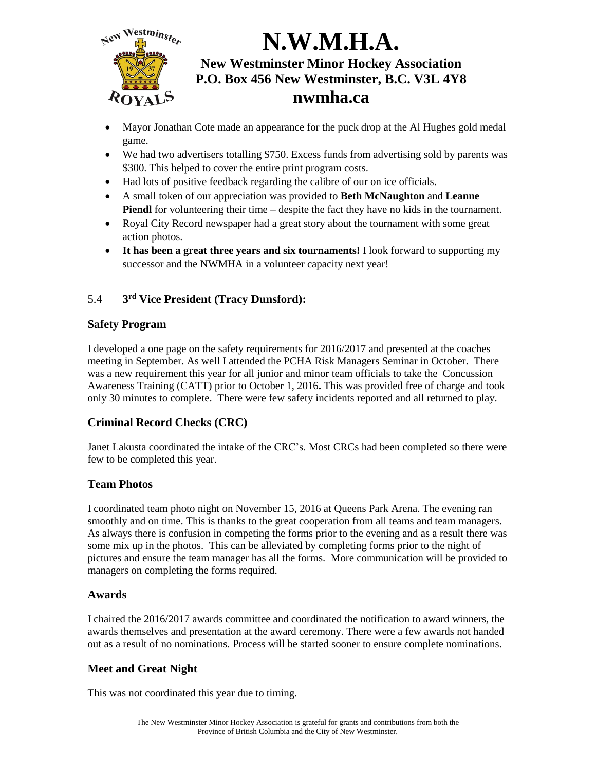- Mayor Jonathan Cote made an appearance for the puck drop at the Al Hughes gold medal game.
- We had two advertisers totalling $750. Excess funds from advertising sold by parents was $300. This helped to cover the entire print program costs.
- Had lots of positive feedback regarding the calibre of our on ice officials.
- A small token of our appreciation was provided to **Beth McNaughton** and **Leanne Piendl** for volunteering their time – despite the fact they have no kids in the tournament.
- Royal City Record newspaper had a great story about the tournament with some great action photos.
- **It has been a great three years and six tournaments!** I look forward to supporting my successor and the NWMHA in a volunteer capacity next year!

## 5.4 3rd Vice President (Tracy Dunsford):

### Safety Program

I developed a one page on the safety requirements for 2016/2017 and presented at the coaches meeting in September. As well I attended the PCHA Risk Managers Seminar in October. There was a new requirement this year for all junior and minor team officials to take the Concussion Awareness Training (CATT) prior to October 1, 2016**.** This was provided free of charge and took only 30 minutes to complete. There were few safety incidents reported and all returned to play.

### Criminal Record Checks (CRC)

Janet Lakusta coordinated the intake of the CRC's. Most CRCs had been completed so there were few to be completed this year.

### Team Photos

I coordinated team photo night on November 15, 2016 at Queens Park Arena. The evening ran smoothly and on time. This is thanks to the great cooperation from all teams and team managers. As always there is confusion in competing the forms prior to the evening and as a result there was some mix up in the photos. This can be alleviated by completing forms prior to the night of pictures and ensure the team manager has all the forms. More communication will be provided to managers on completing the forms required.

### Awards

I chaired the 2016/2017 awards committee and coordinated the notification to award winners, the awards themselves and presentation at the award ceremony. There were a few awards not handed out as a result of no nominations. Process will be started sooner to ensure complete nominations.

### Meet and Great Night

This was not coordinated this year due to timing.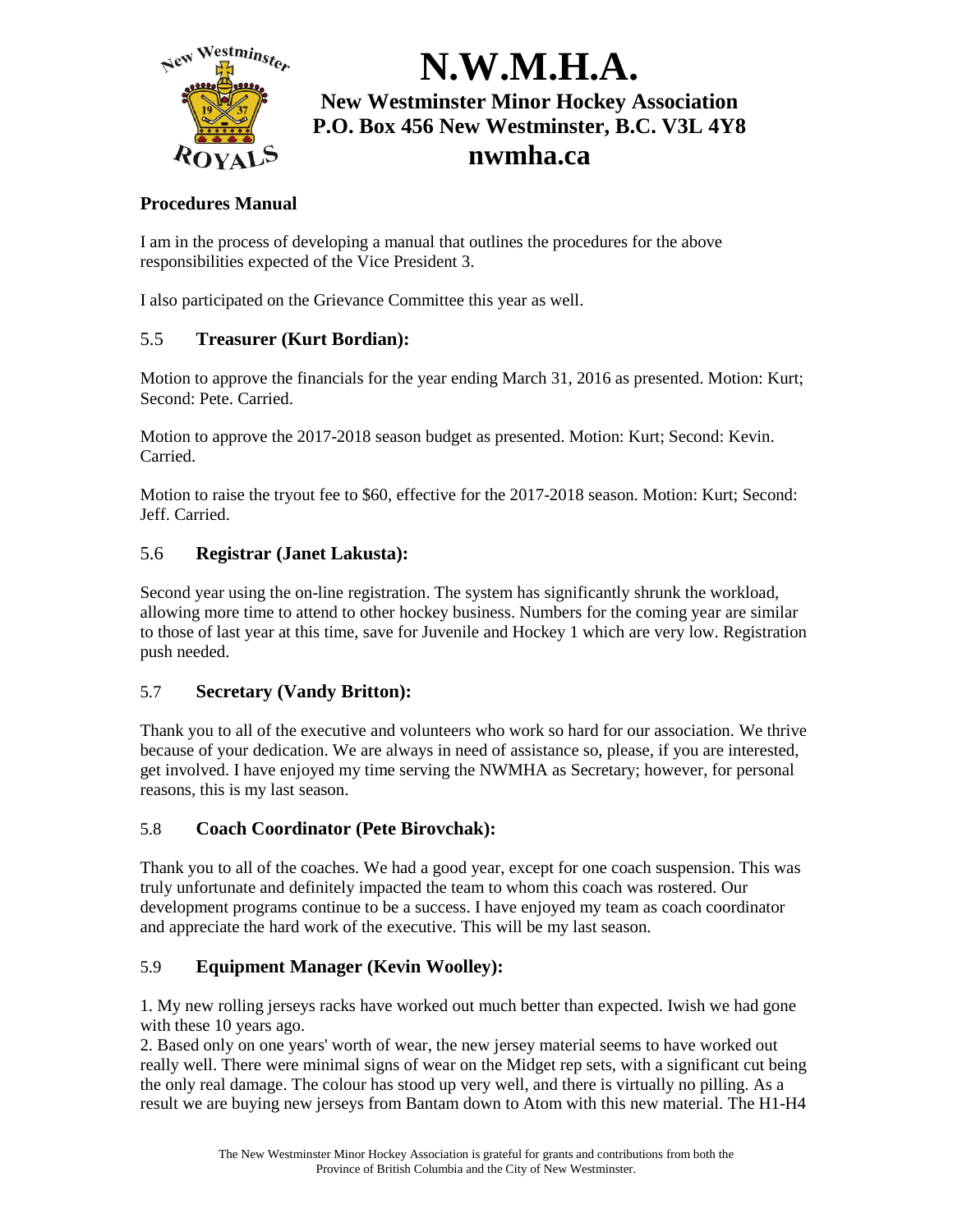# N.W.M.H.A.

**New Westminster Minor Hockey Association**
**P.O. Box 456 New Westminster, B.C. V3L 4Y8**
**nwmha.ca**

**Procedures Manual**

I am in the process of developing a manual that outlines the procedures for the above responsibilities expected of the Vice President 3.

I also participated on the Grievance Committee this year as well.

## 5.5 Treasurer (Kurt Bordian):

Motion to approve the financials for the year ending March 31, 2016 as presented. Motion: Kurt; Second: Pete. Carried.

Motion to approve the 2017-2018 season budget as presented. Motion: Kurt; Second: Kevin. Carried.

Motion to raise the tryout fee to $60, effective for the 2017-2018 season. Motion: Kurt; Second: Jeff. Carried.

## 5.6 Registrar (Janet Lakusta):

Second year using the on-line registration. The system has significantly shrunk the workload, allowing more time to attend to other hockey business. Numbers for the coming year are similar to those of last year at this time, save for Juvenile and Hockey 1 which are very low. Registration push needed.

## 5.7 Secretary (Vandy Britton):

Thank you to all of the executive and volunteers who work so hard for our association. We thrive because of your dedication. We are always in need of assistance so, please, if you are interested, get involved. I have enjoyed my time serving the NWMHA as Secretary; however, for personal reasons, this is my last season.

## 5.8 Coach Coordinator (Pete Birovchak):

Thank you to all of the coaches. We had a good year, except for one coach suspension. This was truly unfortunate and definitely impacted the team to whom this coach was rostered. Our development programs continue to be a success. I have enjoyed my team as coach coordinator and appreciate the hard work of the executive. This will be my last season.

## 5.9 Equipment Manager (Kevin Woolley):

1. My new rolling jerseys racks have worked out much better than expected. Iwish we had gone with these 10 years ago.
2. Based only on one years' worth of wear, the new jersey material seems to have worked out really well. There were minimal signs of wear on the Midget rep sets, with a significant cut being the only real damage. The colour has stood up very well, and there is virtually no pilling. As a result we are buying new jerseys from Bantam down to Atom with this new material. The H1-H4

The New Westminster Minor Hockey Association is grateful for grants and contributions from both the Province of British Columbia and the City of New Westminster.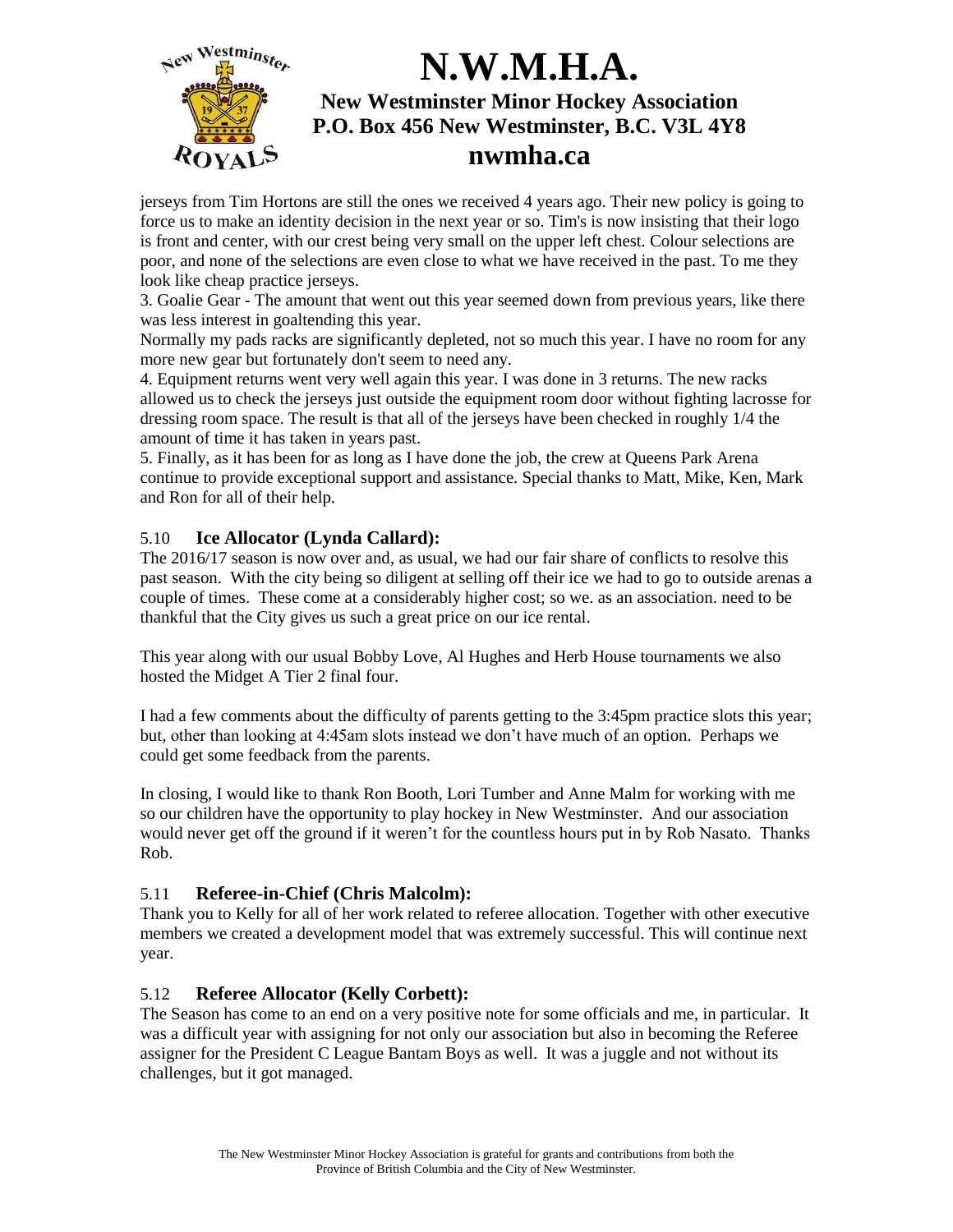jerseys from Tim Hortons are still the ones we received 4 years ago. Their new policy is going to force us to make an identity decision in the next year or so. Tim's is now insisting that their logo is front and center, with our crest being very small on the upper left chest. Colour selections are poor, and none of the selections are even close to what we have received in the past. To me they look like cheap practice jerseys.

3. Goalie Gear - The amount that went out this year seemed down from previous years, like there was less interest in goaltending this year.
Normally my pads racks are significantly depleted, not so much this year. I have no room for any more new gear but fortunately don't seem to need any.

4. Equipment returns went very well again this year. I was done in 3 returns. The new racks allowed us to check the jerseys just outside the equipment room door without fighting lacrosse for dressing room space. The result is that all of the jerseys have been checked in roughly 1/4 the amount of time it has taken in years past.

5. Finally, as it has been for as long as I have done the job, the crew at Queens Park Arena continue to provide exceptional support and assistance. Special thanks to Matt, Mike, Ken, Mark and Ron for all of their help.

### 5.10 Ice Allocator (Lynda Callard):

The 2016/17 season is now over and, as usual, we had our fair share of conflicts to resolve this past season. With the city being so diligent at selling off their ice we had to go to outside arenas a couple of times. These come at a considerably higher cost; so we. as an association. need to be thankful that the City gives us such a great price on our ice rental.

This year along with our usual Bobby Love, Al Hughes and Herb House tournaments we also hosted the Midget A Tier 2 final four.

I had a few comments about the difficulty of parents getting to the 3:45pm practice slots this year; but, other than looking at 4:45am slots instead we don't have much of an option. Perhaps we could get some feedback from the parents.

In closing, I would like to thank Ron Booth, Lori Tumber and Anne Malm for working with me so our children have the opportunity to play hockey in New Westminster. And our association would never get off the ground if it weren't for the countless hours put in by Rob Nasato. Thanks Rob.

### 5.11 Referee-in-Chief (Chris Malcolm):

Thank you to Kelly for all of her work related to referee allocation. Together with other executive members we created a development model that was extremely successful. This will continue next year.

### 5.12 Referee Allocator (Kelly Corbett):

The Season has come to an end on a very positive note for some officials and me, in particular. It was a difficult year with assigning for not only our association but also in becoming the Referee assigner for the President C League Bantam Boys as well. It was a juggle and not without its challenges, but it got managed.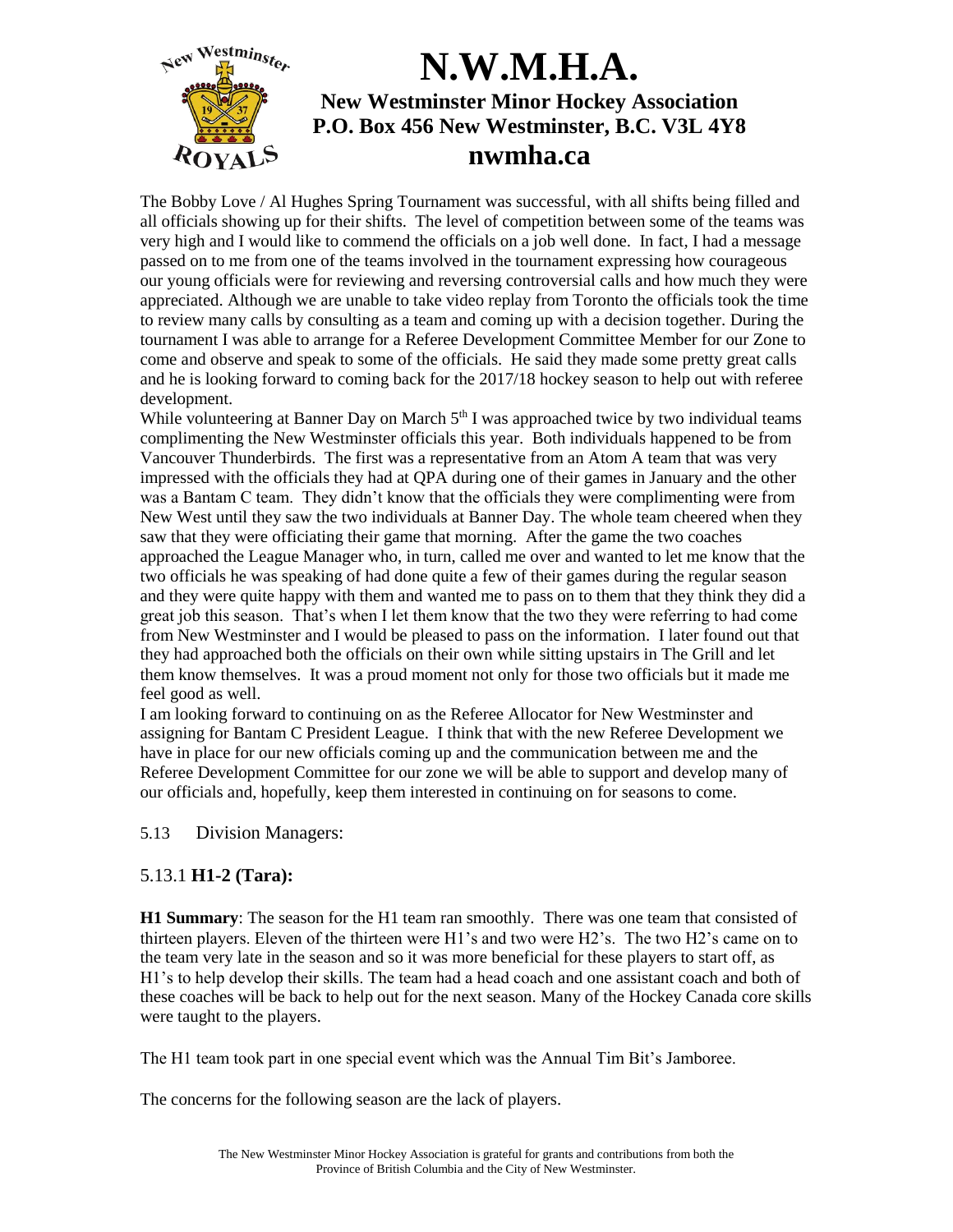# N.W.M.H.A.

## New Westminster Minor Hockey Association

## P.O. Box 456 New Westminster, B.C. V3L 4Y8

## nwmha.ca

The Bobby Love / Al Hughes Spring Tournament was successful, with all shifts being filled and all officials showing up for their shifts. The level of competition between some of the teams was very high and I would like to commend the officials on a job well done. In fact, I had a message passed on to me from one of the teams involved in the tournament expressing how courageous our young officials were for reviewing and reversing controversial calls and how much they were appreciated. Although we are unable to take video replay from Toronto the officials took the time to review many calls by consulting as a team and coming up with a decision together. During the tournament I was able to arrange for a Referee Development Committee Member for our Zone to come and observe and speak to some of the officials. He said they made some pretty great calls and he is looking forward to coming back for the 2017/18 hockey season to help out with referee development.

While volunteering at Banner Day on March 5th I was approached twice by two individual teams complimenting the New Westminster officials this year. Both individuals happened to be from Vancouver Thunderbirds. The first was a representative from an Atom A team that was very impressed with the officials they had at QPA during one of their games in January and the other was a Bantam C team. They didn't know that the officials they were complimenting were from New West until they saw the two individuals at Banner Day. The whole team cheered when they saw that they were officiating their game that morning. After the game the two coaches approached the League Manager who, in turn, called me over and wanted to let me know that the two officials he was speaking of had done quite a few of their games during the regular season and they were quite happy with them and wanted me to pass on to them that they think they did a great job this season. That's when I let them know that the two they were referring to had come from New Westminster and I would be pleased to pass on the information. I later found out that they had approached both the officials on their own while sitting upstairs in The Grill and let them know themselves. It was a proud moment not only for those two officials but it made me feel good as well.

I am looking forward to continuing on as the Referee Allocator for New Westminster and assigning for Bantam C President League. I think that with the new Referee Development we have in place for our new officials coming up and the communication between me and the Referee Development Committee for our zone we will be able to support and develop many of our officials and, hopefully, keep them interested in continuing on for seasons to come.

5.13 Division Managers:

5.13.1 **H1-2 (Tara):**

**H1 Summary**: The season for the H1 team ran smoothly. There was one team that consisted of thirteen players. Eleven of the thirteen were H1's and two were H2's. The two H2's came on to the team very late in the season and so it was more beneficial for these players to start off, as H1's to help develop their skills. The team had a head coach and one assistant coach and both of these coaches will be back to help out for the next season. Many of the Hockey Canada core skills were taught to the players.

The H1 team took part in one special event which was the Annual Tim Bit's Jamboree.

The concerns for the following season are the lack of players.

The New Westminster Minor Hockey Association is grateful for grants and contributions from both the Province of British Columbia and the City of New Westminster.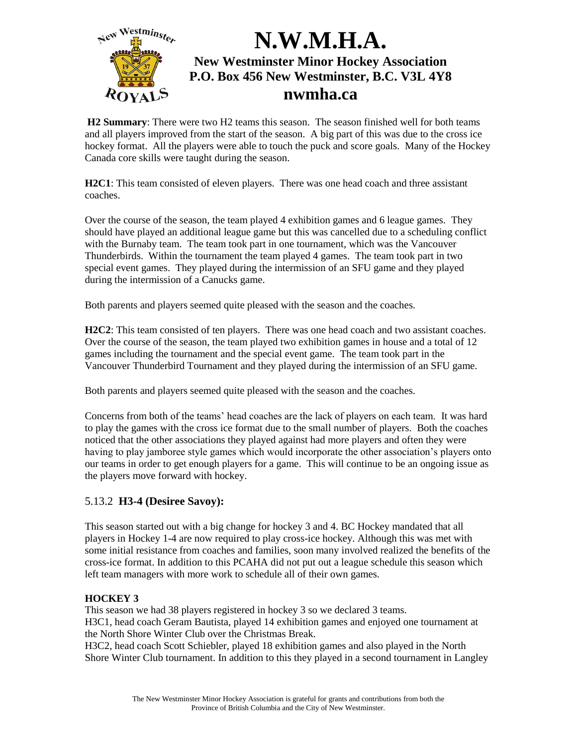**H2 Summary**: There were two H2 teams this season. The season finished well for both teams and all players improved from the start of the season. A big part of this was due to the cross ice hockey format. All the players were able to touch the puck and score goals. Many of the Hockey Canada core skills were taught during the season.

**H2C1**: This team consisted of eleven players. There was one head coach and three assistant coaches.

Over the course of the season, the team played 4 exhibition games and 6 league games. They should have played an additional league game but this was cancelled due to a scheduling conflict with the Burnaby team. The team took part in one tournament, which was the Vancouver Thunderbirds. Within the tournament the team played 4 games. The team took part in two special event games. They played during the intermission of an SFU game and they played during the intermission of a Canucks game.

Both parents and players seemed quite pleased with the season and the coaches.

**H2C2**: This team consisted of ten players. There was one head coach and two assistant coaches. Over the course of the season, the team played two exhibition games in house and a total of 12 games including the tournament and the special event game. The team took part in the Vancouver Thunderbird Tournament and they played during the intermission of an SFU game.

Both parents and players seemed quite pleased with the season and the coaches.

Concerns from both of the teams' head coaches are the lack of players on each team. It was hard to play the games with the cross ice format due to the small number of players. Both the coaches noticed that the other associations they played against had more players and often they were having to play jamboree style games which would incorporate the other association's players onto our teams in order to get enough players for a game. This will continue to be an ongoing issue as the players move forward with hockey.

### 5.13.2 **H3-4 (Desiree Savoy):**

This season started out with a big change for hockey 3 and 4. BC Hockey mandated that all players in Hockey 1-4 are now required to play cross-ice hockey. Although this was met with some initial resistance from coaches and families, soon many involved realized the benefits of the cross-ice format. In addition to this PCAHA did not put out a league schedule this season which left team managers with more work to schedule all of their own games.

**HOCKEY 3**

This season we had 38 players registered in hockey 3 so we declared 3 teams.
H3C1, head coach Geram Bautista, played 14 exhibition games and enjoyed one tournament at the North Shore Winter Club over the Christmas Break.
H3C2, head coach Scott Schiebler, played 18 exhibition games and also played in the North Shore Winter Club tournament. In addition to this they played in a second tournament in Langley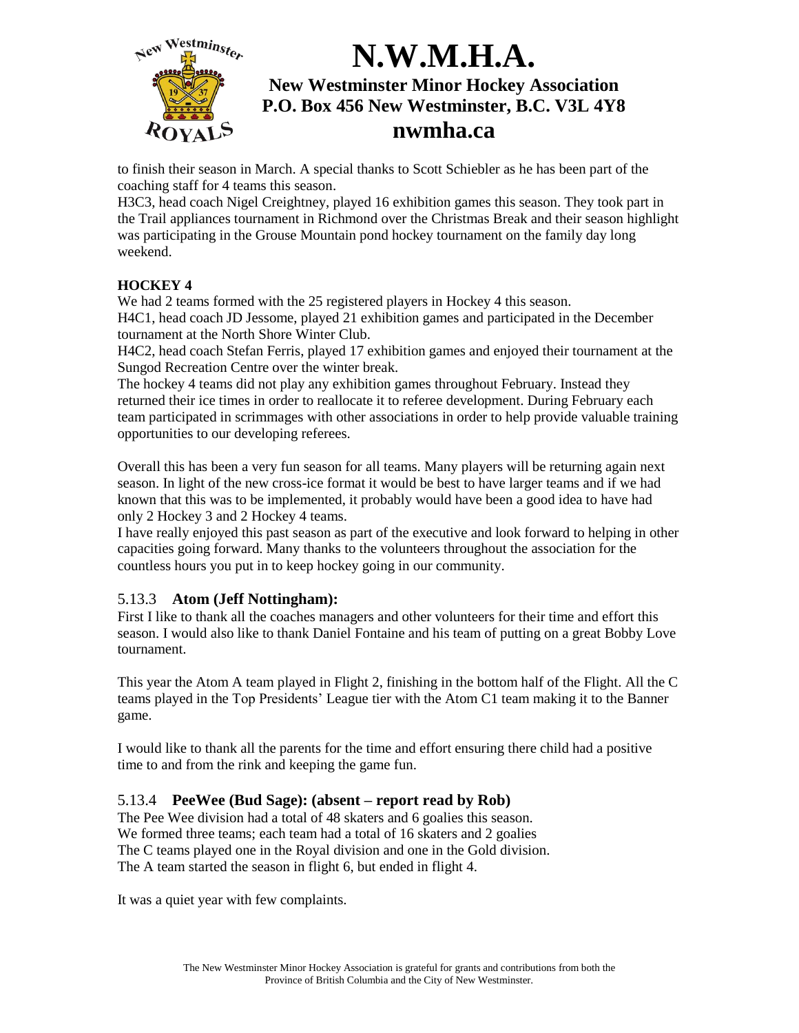to finish their season in March. A special thanks to Scott Schiebler as he has been part of the coaching staff for 4 teams this season.
H3C3, head coach Nigel Creightney, played 16 exhibition games this season. They took part in the Trail appliances tournament in Richmond over the Christmas Break and their season highlight was participating in the Grouse Mountain pond hockey tournament on the family day long weekend.

**HOCKEY 4**

We had 2 teams formed with the 25 registered players in Hockey 4 this season.
H4C1, head coach JD Jessome, played 21 exhibition games and participated in the December tournament at the North Shore Winter Club.
H4C2, head coach Stefan Ferris, played 17 exhibition games and enjoyed their tournament at the Sungod Recreation Centre over the winter break.
The hockey 4 teams did not play any exhibition games throughout February. Instead they returned their ice times in order to reallocate it to referee development. During February each team participated in scrimmages with other associations in order to help provide valuable training opportunities to our developing referees.

Overall this has been a very fun season for all teams. Many players will be returning again next season. In light of the new cross-ice format it would be best to have larger teams and if we had known that this was to be implemented, it probably would have been a good idea to have had only 2 Hockey 3 and 2 Hockey 4 teams.
I have really enjoyed this past season as part of the executive and look forward to helping in other capacities going forward. Many thanks to the volunteers throughout the association for the countless hours you put in to keep hockey going in our community.

### 5.13.3 **Atom (Jeff Nottingham):**

First I like to thank all the coaches managers and other volunteers for their time and effort this season. I would also like to thank Daniel Fontaine and his team of putting on a great Bobby Love tournament.

This year the Atom A team played in Flight 2, finishing in the bottom half of the Flight. All the C teams played in the Top Presidents' League tier with the Atom C1 team making it to the Banner game.

I would like to thank all the parents for the time and effort ensuring there child had a positive time to and from the rink and keeping the game fun.

### 5.13.4 **PeeWee (Bud Sage): (absent – report read by Rob)**

The Pee Wee division had a total of 48 skaters and 6 goalies this season.
We formed three teams; each team had a total of 16 skaters and 2 goalies
The C teams played one in the Royal division and one in the Gold division.
The A team started the season in flight 6, but ended in flight 4.

It was a quiet year with few complaints.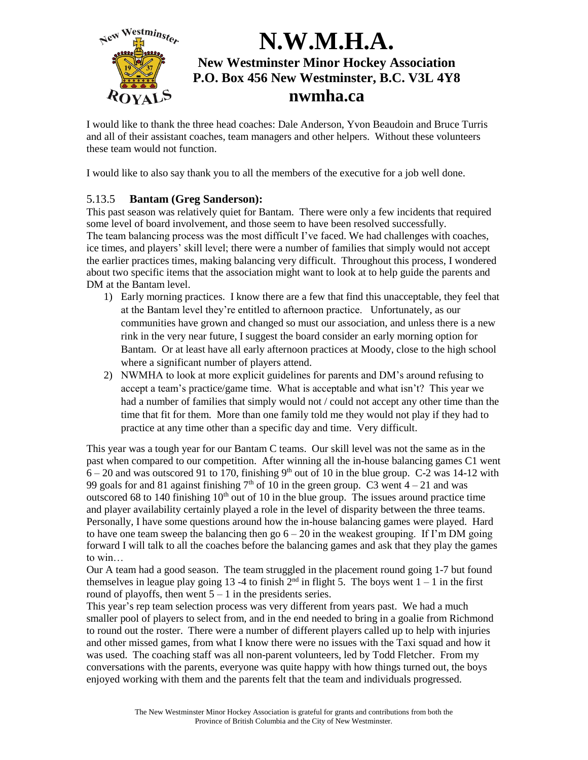# N.W.M.H.A.

**New Westminster Minor Hockey Association**
**P.O. Box 456 New Westminster, B.C. V3L 4Y8**
**nwmha.ca**

I would like to thank the three head coaches: Dale Anderson, Yvon Beaudoin and Bruce Turris and all of their assistant coaches, team managers and other helpers. Without these volunteers these team would not function.

I would like to also say thank you to all the members of the executive for a job well done.

### 5.13.5 **Bantam (Greg Sanderson):**

This past season was relatively quiet for Bantam. There were only a few incidents that required some level of board involvement, and those seem to have been resolved successfully.
The team balancing process was the most difficult I've faced. We had challenges with coaches, ice times, and players' skill level; there were a number of families that simply would not accept the earlier practices times, making balancing very difficult. Throughout this process, I wondered about two specific items that the association might want to look at to help guide the parents and DM at the Bantam level.

1) Early morning practices. I know there are a few that find this unacceptable, they feel that at the Bantam level they're entitled to afternoon practice. Unfortunately, as our communities have grown and changed so must our association, and unless there is a new rink in the very near future, I suggest the board consider an early morning option for Bantam. Or at least have all early afternoon practices at Moody, close to the high school where a significant number of players attend.
2) NWMHA to look at more explicit guidelines for parents and DM's around refusing to accept a team's practice/game time. What is acceptable and what isn't? This year we had a number of families that simply would not / could not accept any other time than the time that fit for them. More than one family told me they would not play if they had to practice at any time other than a specific day and time. Very difficult.

This year was a tough year for our Bantam C teams. Our skill level was not the same as in the past when compared to our competition. After winning all the in-house balancing games C1 went 6 – 20 and was outscored 91 to 170, finishing 9th out of 10 in the blue group. C-2 was 14-12 with 99 goals for and 81 against finishing 7th of 10 in the green group. C3 went 4 – 21 and was outscored 68 to 140 finishing 10th out of 10 in the blue group. The issues around practice time and player availability certainly played a role in the level of disparity between the three teams. Personally, I have some questions around how the in-house balancing games were played. Hard to have one team sweep the balancing then go 6 – 20 in the weakest grouping. If I'm DM going forward I will talk to all the coaches before the balancing games and ask that they play the games to win…
Our A team had a good season. The team struggled in the placement round going 1-7 but found themselves in league play going 13 -4 to finish 2nd in flight 5. The boys went 1 – 1 in the first round of playoffs, then went 5 – 1 in the presidents series.
This year's rep team selection process was very different from years past. We had a much smaller pool of players to select from, and in the end needed to bring in a goalie from Richmond to round out the roster. There were a number of different players called up to help with injuries and other missed games, from what I know there were no issues with the Taxi squad and how it was used. The coaching staff was all non-parent volunteers, led by Todd Fletcher. From my conversations with the parents, everyone was quite happy with how things turned out, the boys enjoyed working with them and the parents felt that the team and individuals progressed.

The New Westminster Minor Hockey Association is grateful for grants and contributions from both the Province of British Columbia and the City of New Westminster.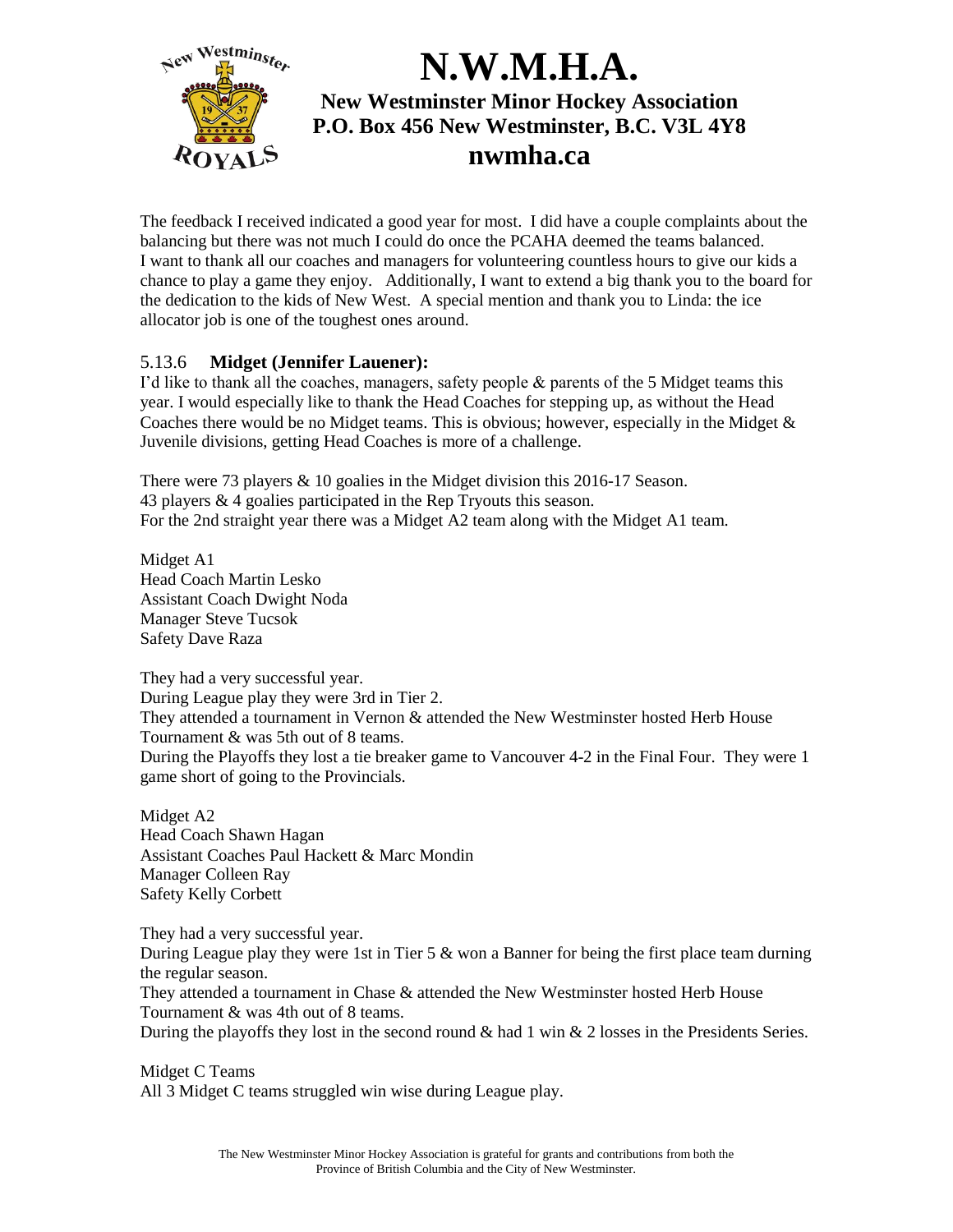The feedback I received indicated a good year for most. I did have a couple complaints about the balancing but there was not much I could do once the PCAHA deemed the teams balanced. I want to thank all our coaches and managers for volunteering countless hours to give our kids a chance to play a game they enjoy. Additionally, I want to extend a big thank you to the board for the dedication to the kids of New West. A special mention and thank you to Linda: the ice allocator job is one of the toughest ones around.

### 5.13.6 **Midget (Jennifer Lauener):**

I'd like to thank all the coaches, managers, safety people & parents of the 5 Midget teams this year. I would especially like to thank the Head Coaches for stepping up, as without the Head Coaches there would be no Midget teams. This is obvious; however, especially in the Midget & Juvenile divisions, getting Head Coaches is more of a challenge.

There were 73 players & 10 goalies in the Midget division this 2016-17 Season.
43 players & 4 goalies participated in the Rep Tryouts this season.
For the 2nd straight year there was a Midget A2 team along with the Midget A1 team.

Midget A1
Head Coach Martin Lesko
Assistant Coach Dwight Noda
Manager Steve Tucsok
Safety Dave Raza

They had a very successful year.
During League play they were 3rd in Tier 2.
They attended a tournament in Vernon & attended the New Westminster hosted Herb House Tournament & was 5th out of 8 teams.
During the Playoffs they lost a tie breaker game to Vancouver 4-2 in the Final Four. They were 1 game short of going to the Provincials.

Midget A2
Head Coach Shawn Hagan
Assistant Coaches Paul Hackett & Marc Mondin
Manager Colleen Ray
Safety Kelly Corbett

They had a very successful year.
During League play they were 1st in Tier 5 & won a Banner for being the first place team durning the regular season.
They attended a tournament in Chase & attended the New Westminster hosted Herb House Tournament & was 4th out of 8 teams.
During the playoffs they lost in the second round & had 1 win & 2 losses in the Presidents Series.

Midget C Teams
All 3 Midget C teams struggled win wise during League play.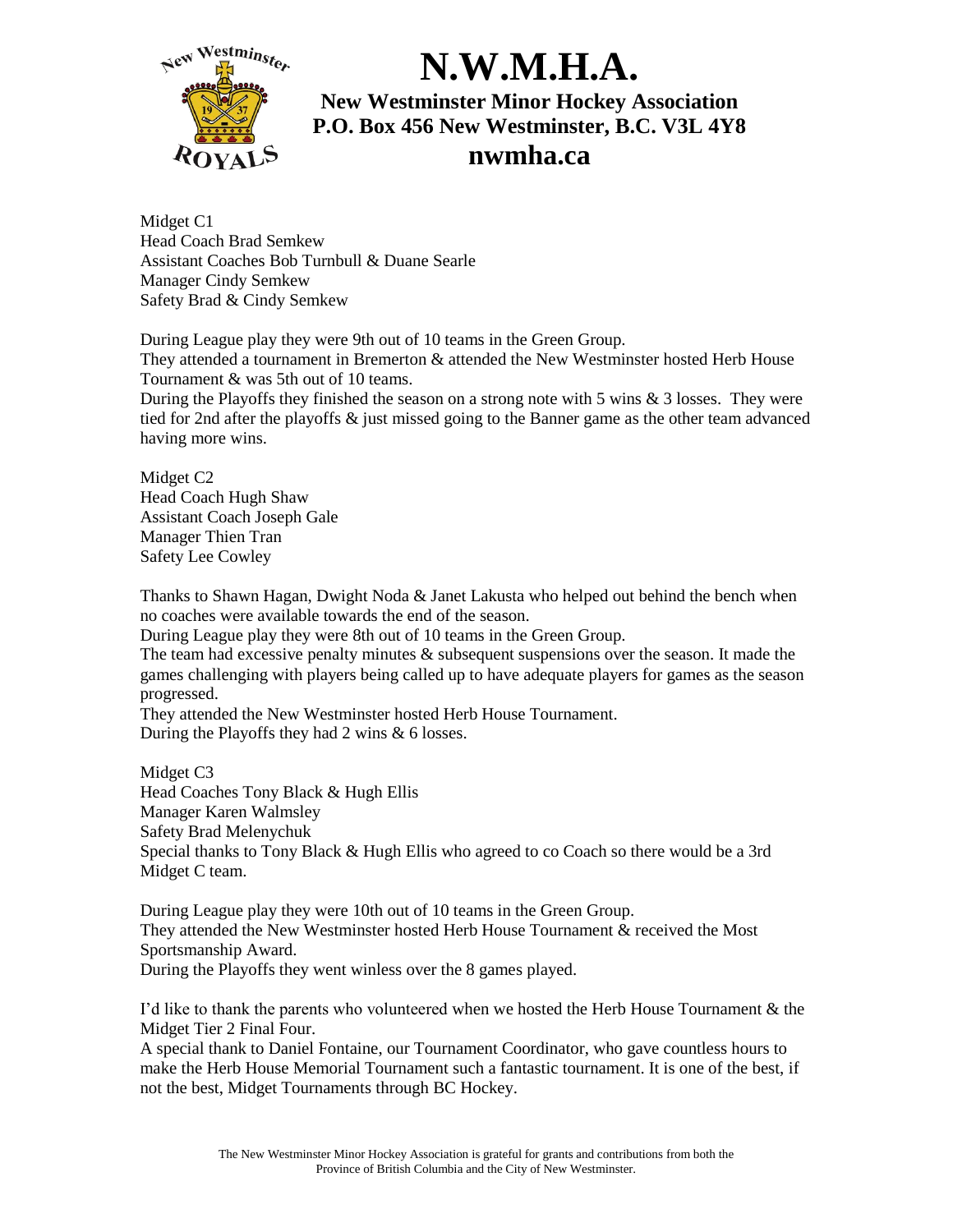# N.W.M.H.A.

**New Westminster Minor Hockey Association**
**P.O. Box 456 New Westminster, B.C. V3L 4Y8**
**nwmha.ca**

Midget C1
Head Coach Brad Semkew
Assistant Coaches Bob Turnbull & Duane Searle
Manager Cindy Semkew
Safety Brad & Cindy Semkew

During League play they were 9th out of 10 teams in the Green Group.
They attended a tournament in Bremerton & attended the New Westminster hosted Herb House Tournament & was 5th out of 10 teams.
During the Playoffs they finished the season on a strong note with 5 wins & 3 losses. They were tied for 2nd after the playoffs & just missed going to the Banner game as the other team advanced having more wins.

Midget C2
Head Coach Hugh Shaw
Assistant Coach Joseph Gale
Manager Thien Tran
Safety Lee Cowley

Thanks to Shawn Hagan, Dwight Noda & Janet Lakusta who helped out behind the bench when no coaches were available towards the end of the season.
During League play they were 8th out of 10 teams in the Green Group.
The team had excessive penalty minutes & subsequent suspensions over the season. It made the games challenging with players being called up to have adequate players for games as the season progressed.
They attended the New Westminster hosted Herb House Tournament.
During the Playoffs they had 2 wins & 6 losses.

Midget C3
Head Coaches Tony Black & Hugh Ellis
Manager Karen Walmsley
Safety Brad Melenychuk
Special thanks to Tony Black & Hugh Ellis who agreed to co Coach so there would be a 3rd Midget C team.

During League play they were 10th out of 10 teams in the Green Group.
They attended the New Westminster hosted Herb House Tournament & received the Most Sportsmanship Award.
During the Playoffs they went winless over the 8 games played.

I'd like to thank the parents who volunteered when we hosted the Herb House Tournament & the Midget Tier 2 Final Four.
A special thank to Daniel Fontaine, our Tournament Coordinator, who gave countless hours to make the Herb House Memorial Tournament such a fantastic tournament. It is one of the best, if not the best, Midget Tournaments through BC Hockey.

The New Westminster Minor Hockey Association is grateful for grants and contributions from both the Province of British Columbia and the City of New Westminster.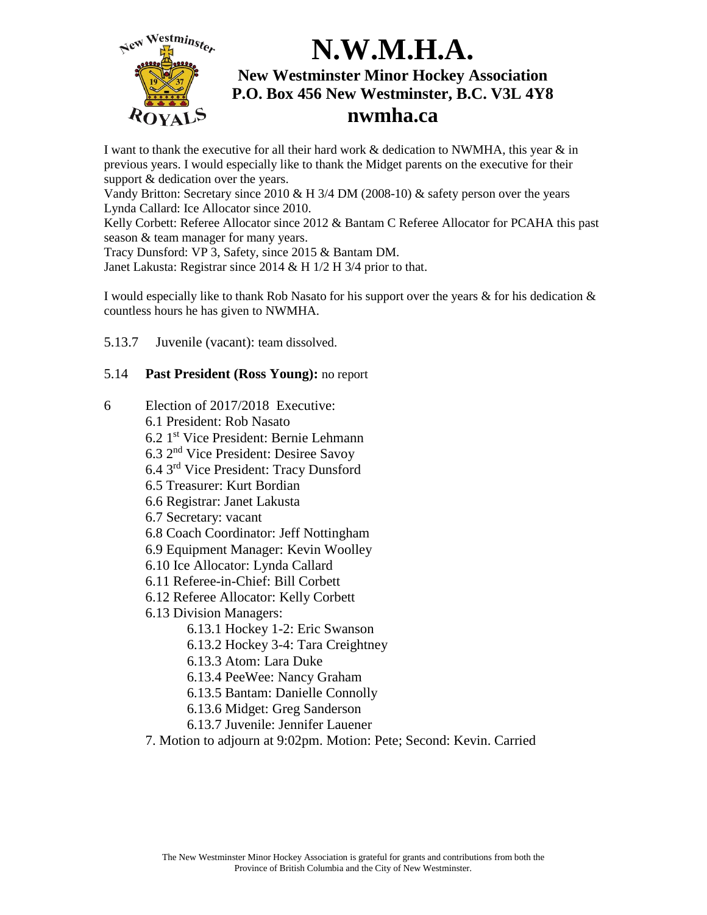# N.W.M.H.A.

## New Westminster Minor Hockey Association
## P.O. Box 456 New Westminster, B.C. V3L 4Y8
## nwmha.ca

I want to thank the executive for all their hard work & dedication to NWMHA, this year & in previous years. I would especially like to thank the Midget parents on the executive for their support & dedication over the years.

Vandy Britton: Secretary since 2010 & H 3/4 DM (2008-10) & safety person over the years
Lynda Callard: Ice Allocator since 2010.
Kelly Corbett: Referee Allocator since 2012 & Bantam C Referee Allocator for PCAHA this past season & team manager for many years.
Tracy Dunsford: VP 3, Safety, since 2015 & Bantam DM.
Janet Lakusta: Registrar since 2014 & H 1/2 H 3/4 prior to that.

I would especially like to thank Rob Nasato for his support over the years & for his dedication & countless hours he has given to NWMHA.

5.13.7 Juvenile (vacant): team dissolved.

5.14 **Past President (Ross Young):** no report

6 Election of 2017/2018 Executive:

- 6.1 President: Rob Nasato
- 6.2 1st Vice President: Bernie Lehmann
- 6.3 2nd Vice President: Desiree Savoy
- 6.4 3rd Vice President: Tracy Dunsford
- 6.5 Treasurer: Kurt Bordian
- 6.6 Registrar: Janet Lakusta
- 6.7 Secretary: vacant
- 6.8 Coach Coordinator: Jeff Nottingham
- 6.9 Equipment Manager: Kevin Woolley
- 6.10 Ice Allocator: Lynda Callard
- 6.11 Referee-in-Chief: Bill Corbett
- 6.12 Referee Allocator: Kelly Corbett
- 6.13 Division Managers:
  - 6.13.1 Hockey 1-2: Eric Swanson
  - 6.13.2 Hockey 3-4: Tara Creightney
  - 6.13.3 Atom: Lara Duke
  - 6.13.4 PeeWee: Nancy Graham
  - 6.13.5 Bantam: Danielle Connolly
  - 6.13.6 Midget: Greg Sanderson
  - 6.13.7 Juvenile: Jennifer Lauener

7. Motion to adjourn at 9:02pm. Motion: Pete; Second: Kevin. Carried

The New Westminster Minor Hockey Association is grateful for grants and contributions from both the Province of British Columbia and the City of New Westminster.